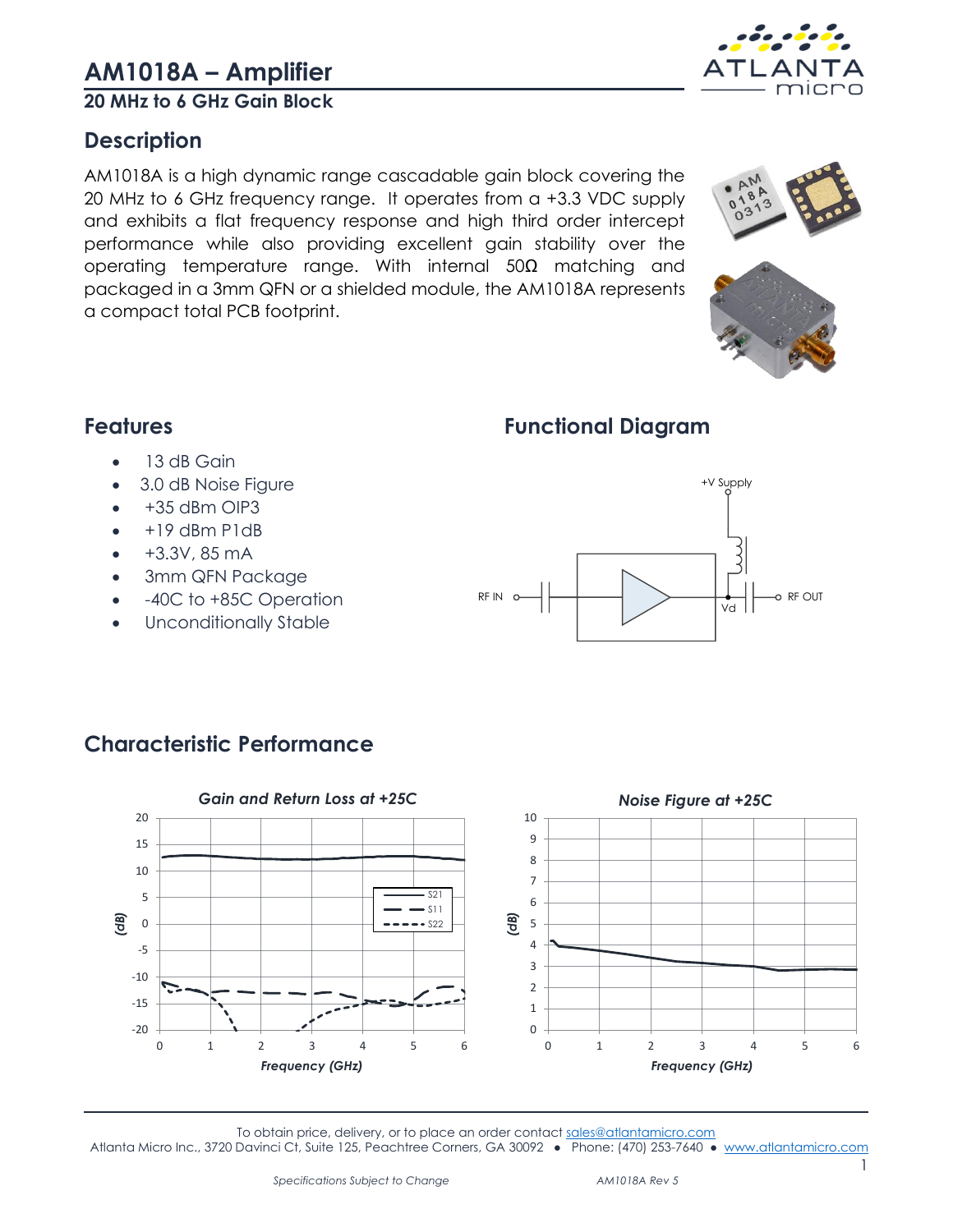# AM1018A – Amplifier

**20 MHz to 6 GHz Gain Block**

## Description

AM1018A is a high dynamic range cascadable gain block covering the 20 MHz to 6 GHz frequency range. It operates from a +3.3 VDC supply and exhibits a flat frequency response and high third order intercept performance while also providing excellent gain stability over the operating temperature range. With internal 50Ω matching and packaged in a 3mm QFN or a shielded module, the AM1018A represents a compact total PCB footprint.

## Features

- 13 dB Gain
- 3.0 dB Noise Figure
- +35 dBm OIP3
- +19 dBm P1dB
- +3.3V, 85 mA
- 3mm QFN Package
- -40C to +85C Operation
- Unconditionally Stable

## Functional Diagram

+V Supply

RF IN

Vd

RF OUT

## Characteristic Performance

*Gain and Return Loss at +25C*

*Noise Figure at +25C*

To obtain price, delivery, or to place an order contact sales@atlantamicro.com

Atlanta Micro Inc., 3720 Davinci Ct, Suite 125, Peachtree Corners, GA 30092 • Phone: (470) 253-7640 • www.atlantamicro.com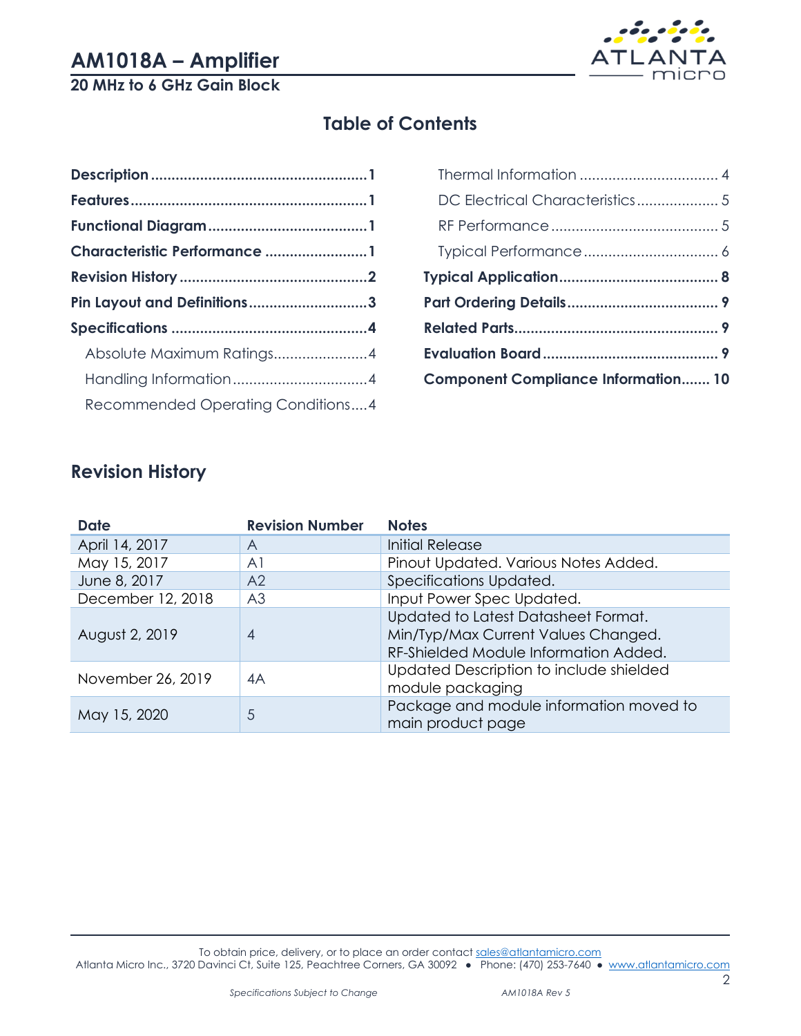## Table of Contents

**Description** .......... **1**
**Features** .......... **1**
**Functional Diagram** .......... **1**
**Characteristic Performance** .......... **1**
**Revision History** .......... **2**
**Pin Layout and Definitions** .......... **3**
**Specifications** .......... **4**
- Absolute Maximum Ratings .......... 4
- Handling Information .......... 4
- Recommended Operating Conditions .......... 4
- Thermal Information .......... 4
- DC Electrical Characteristics .......... 5
- RF Performance .......... 5
- Typical Performance .......... 6

**Typical Application** .......... **8**
**Part Ordering Details** .......... **9**
**Related Parts** .......... **9**
**Evaluation Board** .......... **9**
**Component Compliance Information** .......... **10**

## Revision History

| Date | Revision Number | Notes |
|---|---|---|
| April 14, 2017 | A | Initial Release |
| May 15, 2017 | A1 | Pinout Updated. Various Notes Added. |
| June 8, 2017 | A2 | Specifications Updated. |
| December 12, 2018 | A3 | Input Power Spec Updated. |
| August 2, 2019 | 4 | Updated to Latest Datasheet Format. Min/Typ/Max Current Values Changed. RF-Shielded Module Information Added. |
| November 26, 2019 | 4A | Updated Description to include shielded module packaging |
| May 15, 2020 | 5 | Package and module information moved to main product page |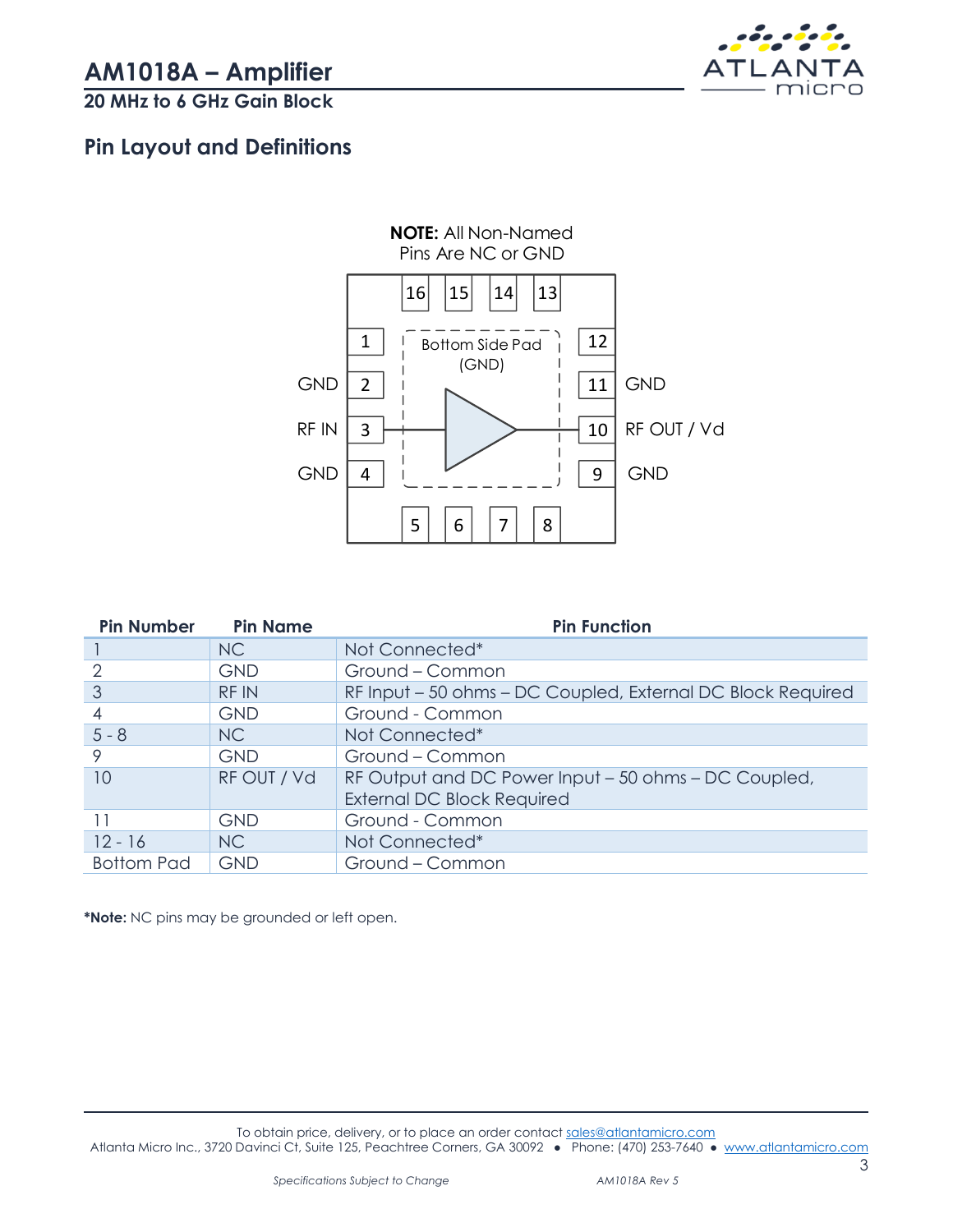# AM1018A – Amplifier

**20 MHz to 6 GHz Gain Block**

## Pin Layout and Definitions

**NOTE:** All Non-Named Pins Are NC or GND

| Pin Number | Pin Name | Pin Function |
|---|---|---|
| 1 | NC | Not Connected* |
| 2 | GND | Ground – Common |
| 3 | RF IN | RF Input – 50 ohms – DC Coupled, External DC Block Required |
| 4 | GND | Ground - Common |
| 5 - 8 | NC | Not Connected* |
| 9 | GND | Ground – Common |
| 10 | RF OUT / Vd | RF Output and DC Power Input – 50 ohms – DC Coupled, External DC Block Required |
| 11 | GND | Ground - Common |
| 12 - 16 | NC | Not Connected* |
| Bottom Pad | GND | Ground – Common |

***Note:** NC pins may be grounded or left open.

To obtain price, delivery, or to place an order contact sales@atlantamicro.com
Atlanta Micro Inc., 3720 Davinci Ct, Suite 125, Peachtree Corners, GA 30092 • Phone: (470) 253-7640 • www.atlantamicro.com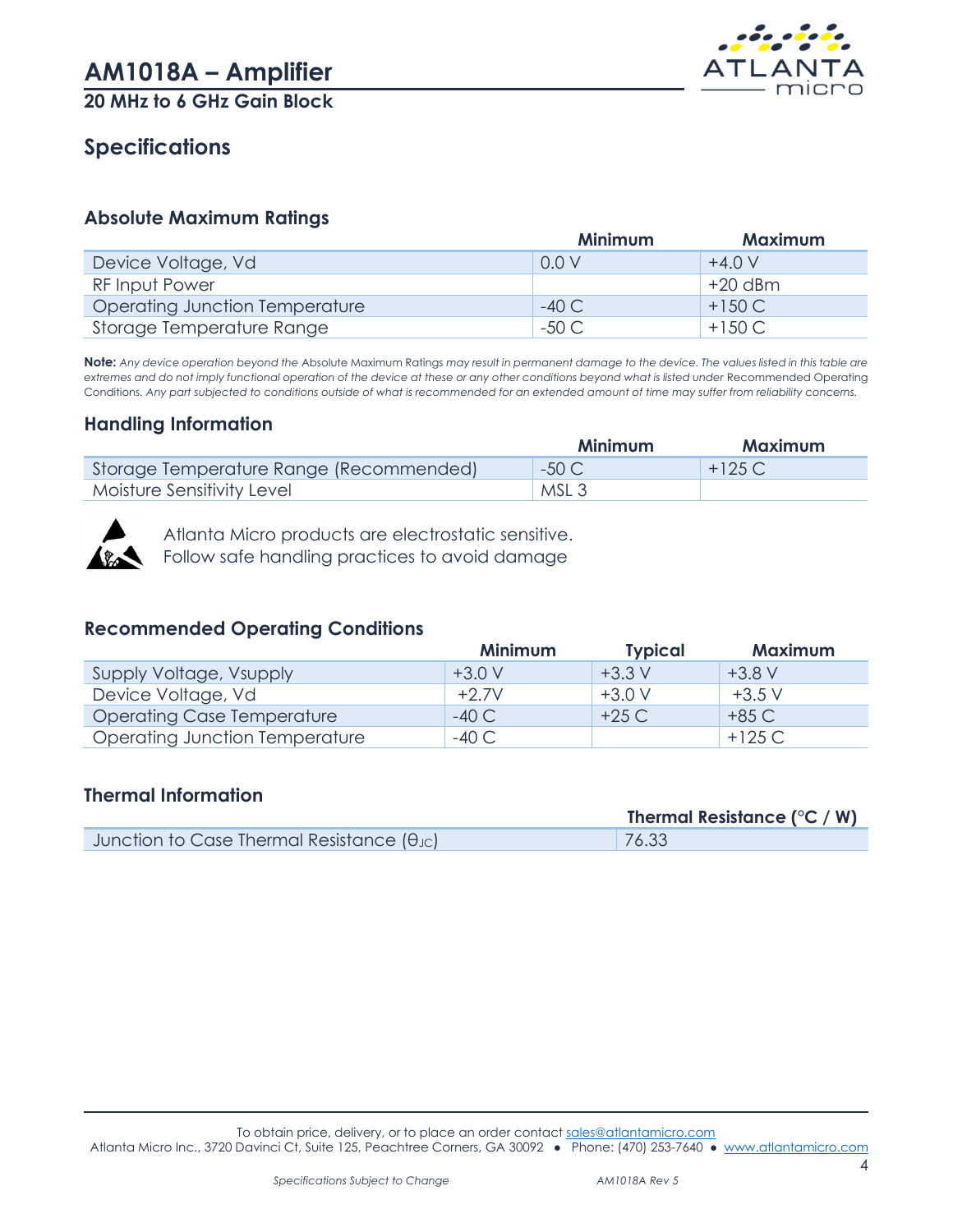# AM1018A – Amplifier

**20 MHz to 6 GHz Gain Block**

## Specifications

### Absolute Maximum Ratings

| | Minimum | Maximum |
|---|---|---|
| Device Voltage, Vd | 0.0 V | +4.0 V |
| RF Input Power | | +20 dBm |
| Operating Junction Temperature | -40 C | +150 C |
| Storage Temperature Range | -50 C | +150 C |

**Note:** *Any device operation beyond the* Absolute Maximum Ratings *may result in permanent damage to the device. The values listed in this table are extremes and do not imply functional operation of the device at these or any other conditions beyond what is listed under* Recommended Operating Conditions. *Any part subjected to conditions outside of what is recommended for an extended amount of time may suffer from reliability concerns.*

### Handling Information

| | Minimum | Maximum |
|---|---|---|
| Storage Temperature Range (Recommended) | -50 C | +125 C |
| Moisture Sensitivity Level | MSL 3 | |

Atlanta Micro products are electrostatic sensitive.
Follow safe handling practices to avoid damage

### Recommended Operating Conditions

| | Minimum | Typical | Maximum |
|---|---|---|---|
| Supply Voltage, Vsupply | +3.0 V | +3.3 V | +3.8 V |
| Device Voltage, Vd | +2.7V | +3.0 V | +3.5 V |
| Operating Case Temperature | -40 C | +25 C | +85 C |
| Operating Junction Temperature | -40 C | | +125 C |

### Thermal Information

| | Thermal Resistance (°C / W) |
|---|---|
| Junction to Case Thermal Resistance ($\theta_{JC}$) | 76.33 |

To obtain price, delivery, or to place an order contact sales@atlantamicro.com
Atlanta Micro Inc., 3720 Davinci Ct, Suite 125, Peachtree Corners, GA 30092 ● Phone: (470) 253-7640 ● www.atlantamicro.com

*Specifications Subject to Change*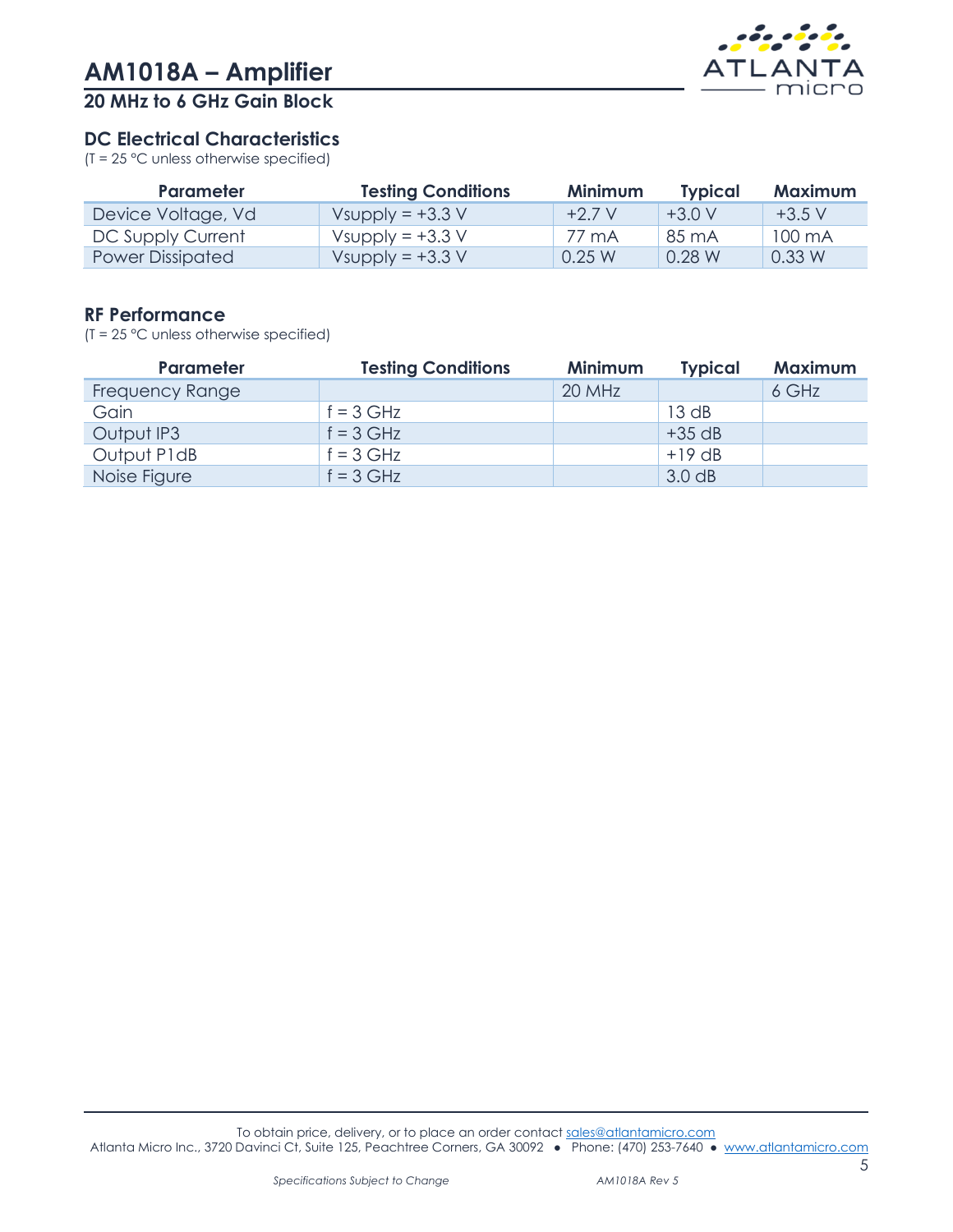# AM1018A – Amplifier

## 20 MHz to 6 GHz Gain Block

### DC Electrical Characteristics

(T = 25 °C unless otherwise specified)

| Parameter | Testing Conditions | Minimum | Typical | Maximum |
|---|---|---|---|---|
| Device Voltage, Vd | Vsupply = +3.3 V | +2.7 V | +3.0 V | +3.5 V |
| DC Supply Current | Vsupply = +3.3 V | 77 mA | 85 mA | 100 mA |
| Power Dissipated | Vsupply = +3.3 V | 0.25 W | 0.28 W | 0.33 W |

### RF Performance

(T = 25 °C unless otherwise specified)

| Parameter | Testing Conditions | Minimum | Typical | Maximum |
|---|---|---|---|---|
| Frequency Range | | 20 MHz | | 6 GHz |
| Gain | f = 3 GHz | | 13 dB | |
| Output IP3 | f = 3 GHz | | +35 dB | |
| Output P1dB | f = 3 GHz | | +19 dB | |
| Noise Figure | f = 3 GHz | | 3.0 dB | |

To obtain price, delivery, or to place an order contact sales@atlantamicro.com

Atlanta Micro Inc., 3720 Davinci Ct, Suite 125, Peachtree Corners, GA 30092 • Phone: (470) 253-7640 • www.atlantamicro.com

*Specifications Subject to Change* *AM1018A Rev 5*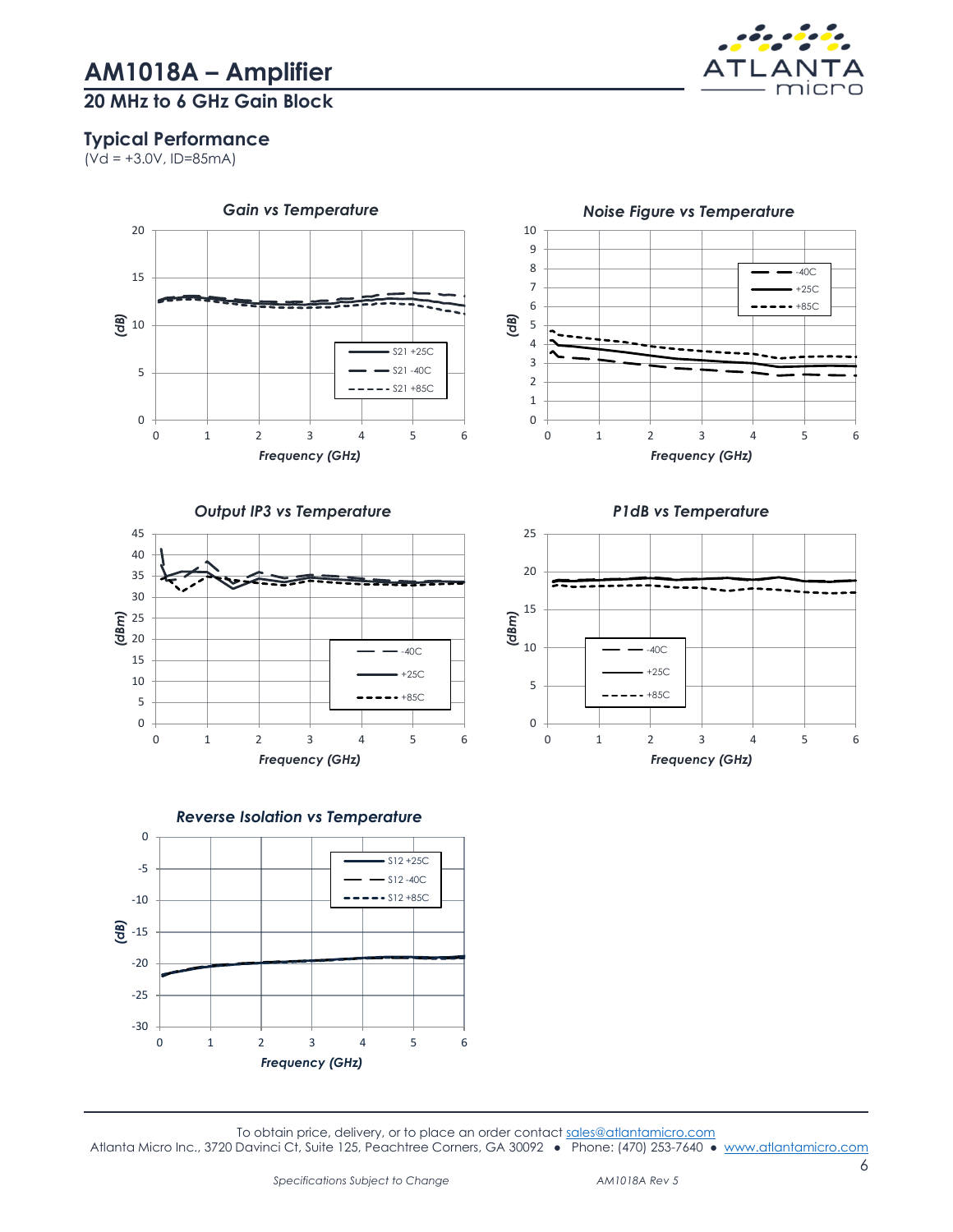# AM1018A – Amplifier

## 20 MHz to 6 GHz Gain Block

### Typical Performance

(Vd = +3.0V, ID=85mA)

**Gain vs Temperature**

**Noise Figure vs Temperature**

**Output IP3 vs Temperature**

**P1dB vs Temperature**

**Reverse Isolation vs Temperature**

To obtain price, delivery, or to place an order contact sales@atlantamicro.com

Atlanta Micro Inc., 3720 Davinci Ct, Suite 125, Peachtree Corners, GA 30092 • Phone: (470) 253-7640 • www.atlantamicro.com

*Specifications Subject to Change*

*AM1018A Rev 5*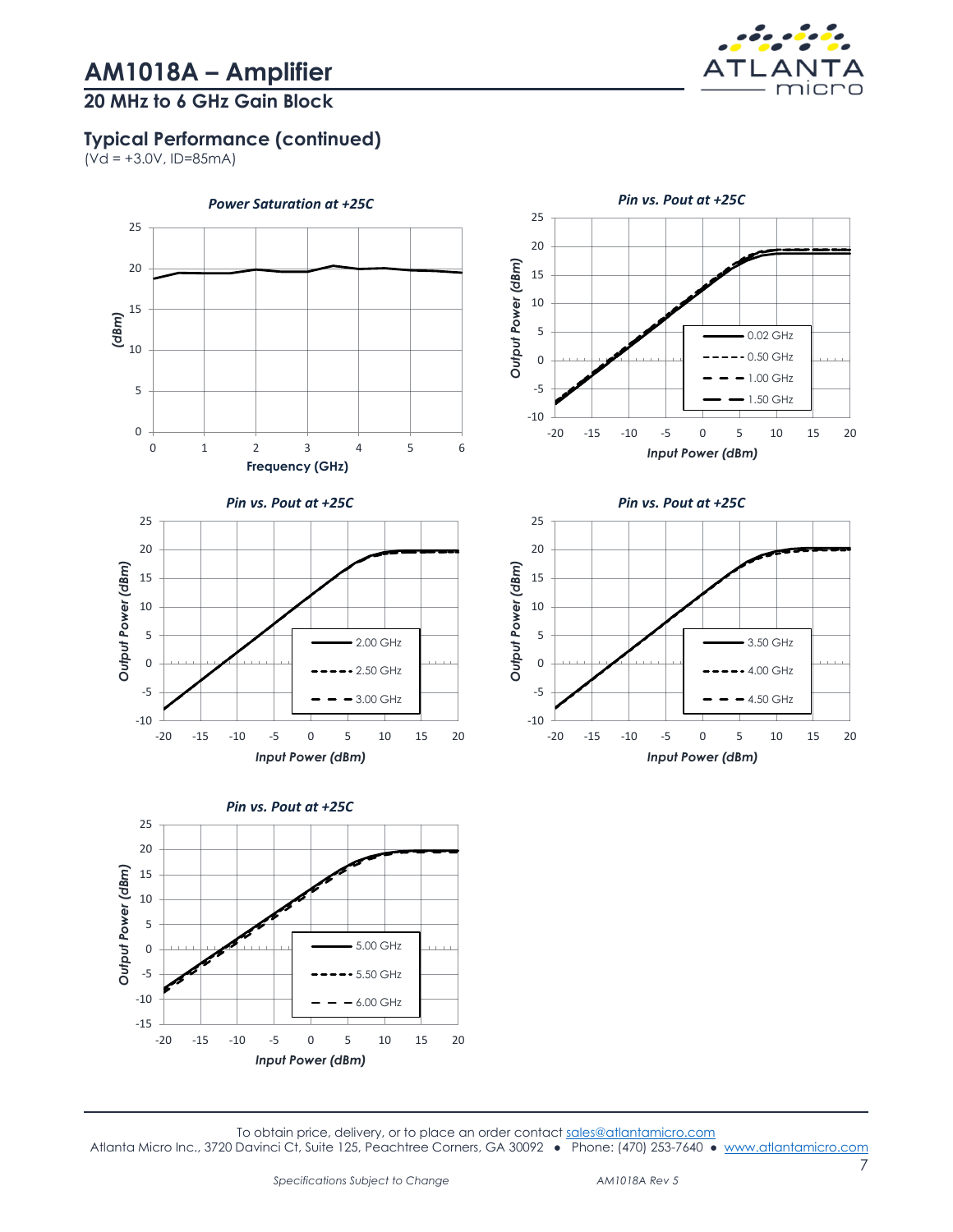# AM1018A – Amplifier

## 20 MHz to 6 GHz Gain Block

### Typical Performance (continued)

(Vd = +3.0V, ID=85mA)

*Power Saturation at +25C*

*Pin vs. Pout at +25C*

*Pin vs. Pout at +25C*

*Pin vs. Pout at +25C*

*Pin vs. Pout at +25C*

To obtain price, delivery, or to place an order contact sales@atlantamicro.com

Atlanta Micro Inc., 3720 Davinci Ct, Suite 125, Peachtree Corners, GA 30092 ● Phone: (470) 253-7640 ● www.atlantamicro.com

*Specifications Subject to Change* *AM1018A Rev 5*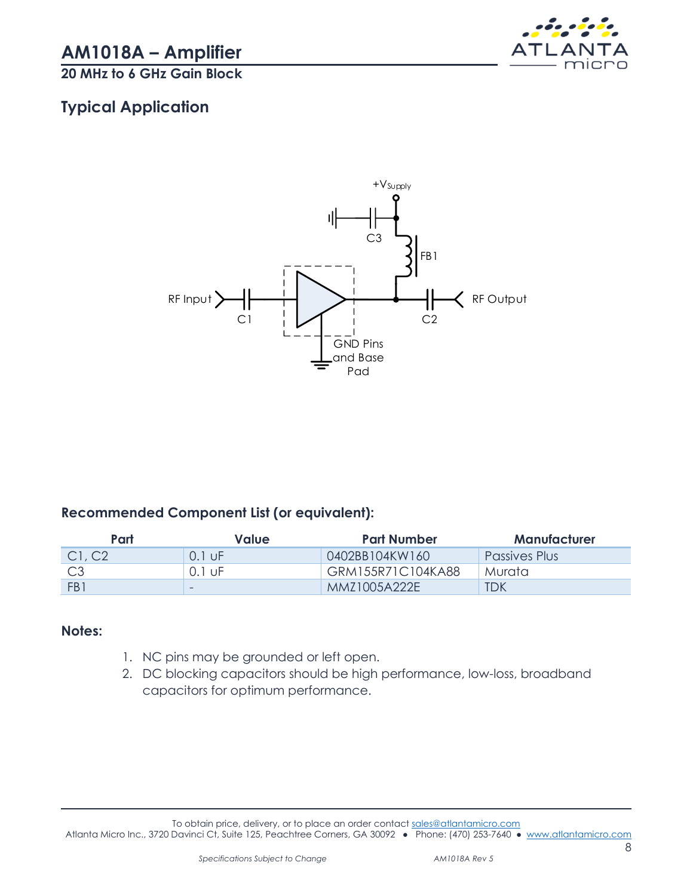## Typical Application

+V_Supply

C3

FB1

RF Input

C1

C2

RF Output

GND Pins and Base Pad

### Recommended Component List (or equivalent):

| Part | Value | Part Number | Manufacturer |
|---|---|---|---|
| C1, C2 | 0.1 uF | 0402BB104KW160 | Passives Plus |
| C3 | 0.1 uF | GRM155R71C104KA88 | Murata |
| FB1 | - | MMZ1005A222E | TDK |

### Notes:

1. NC pins may be grounded or left open.
2. DC blocking capacitors should be high performance, low-loss, broadband capacitors for optimum performance.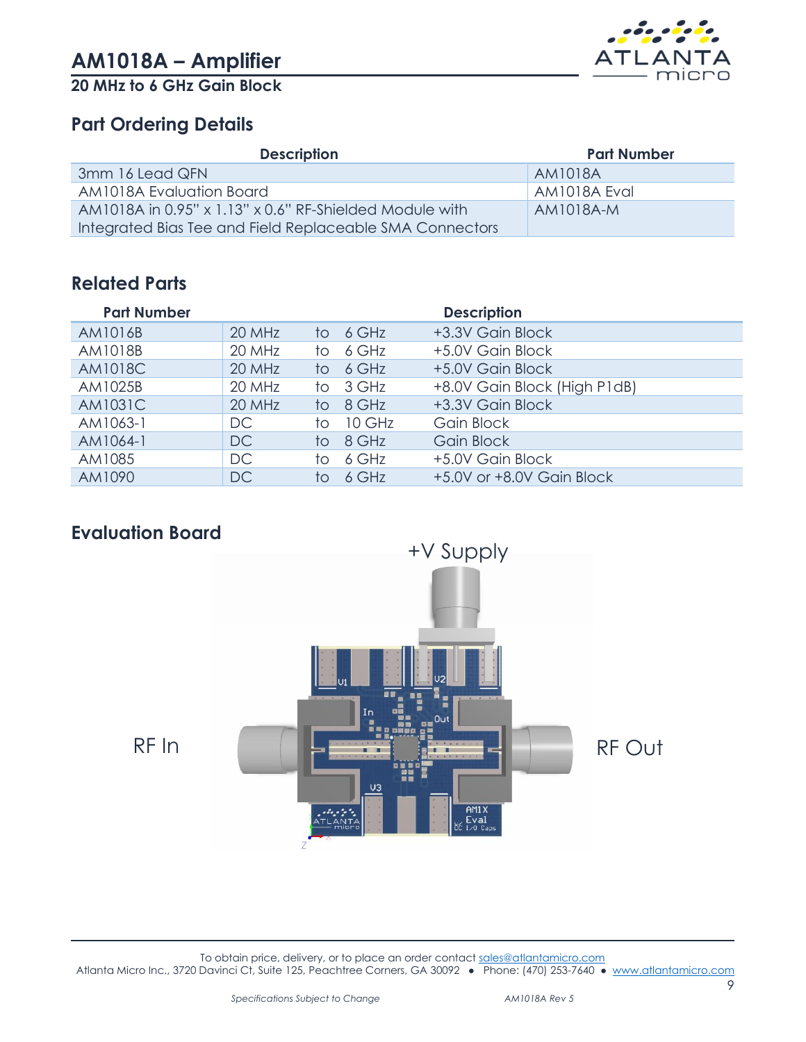# AM1018A – Amplifier

**20 MHz to 6 GHz Gain Block**

## Part Ordering Details

| Description | Part Number |
|---|---|
| 3mm 16 Lead QFN | AM1018A |
| AM1018A Evaluation Board | AM1018A Eval |
| AM1018A in 0.95" x 1.13" x 0.6" RF-Shielded Module with Integrated Bias Tee and Field Replaceable SMA Connectors | AM1018A-M |

## Related Parts

| Part Number | Description | | | |
|---|---|---|---|---|
| AM1016B | 20 MHz | to | 6 GHz | +3.3V Gain Block |
| AM1018B | 20 MHz | to | 6 GHz | +5.0V Gain Block |
| AM1018C | 20 MHz | to | 6 GHz | +5.0V Gain Block |
| AM1025B | 20 MHz | to | 3 GHz | +8.0V Gain Block (High P1dB) |
| AM1031C | 20 MHz | to | 8 GHz | +3.3V Gain Block |
| AM1063-1 | DC | to | 10 GHz | Gain Block |
| AM1064-1 | DC | to | 8 GHz | Gain Block |
| AM1085 | DC | to | 6 GHz | +5.0V Gain Block |
| AM1090 | DC | to | 6 GHz | +5.0V or +8.0V Gain Block |

## Evaluation Board

+V Supply

RF In

RF Out

To obtain price, delivery, or to place an order contact sales@atlantamicro.com

Atlanta Micro Inc., 3720 Davinci Ct, Suite 125, Peachtree Corners, GA 30092 • Phone: (470) 253-7640 • www.atlantamicro.com

*Specifications Subject to Change* *AM1018A Rev 5*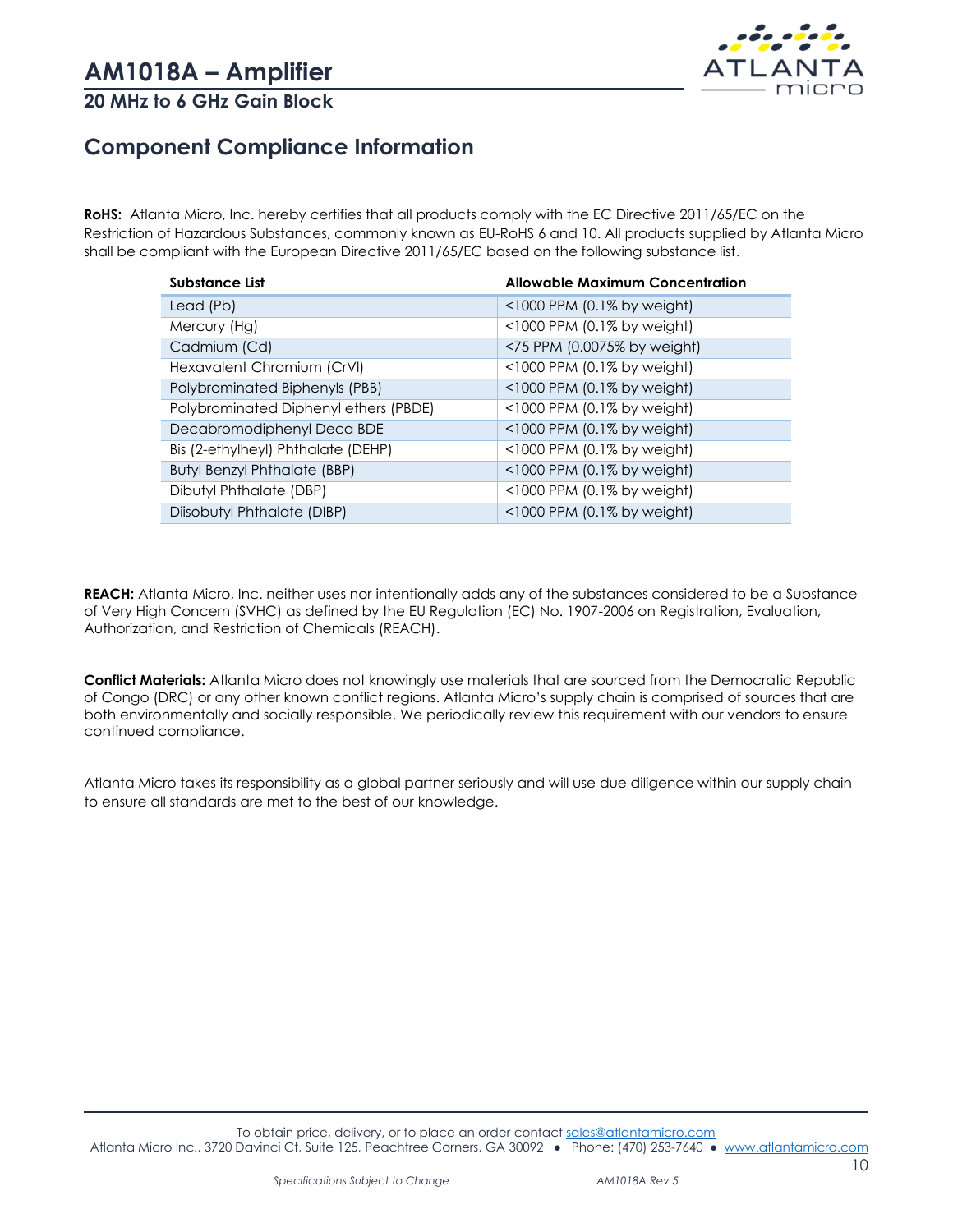## Component Compliance Information

**RoHS:** Atlanta Micro, Inc. hereby certifies that all products comply with the EC Directive 2011/65/EC on the Restriction of Hazardous Substances, commonly known as EU-RoHS 6 and 10. All products supplied by Atlanta Micro shall be compliant with the European Directive 2011/65/EC based on the following substance list.

| Substance List | Allowable Maximum Concentration |
|---|---|
| Lead (Pb) | <1000 PPM (0.1% by weight) |
| Mercury (Hg) | <1000 PPM (0.1% by weight) |
| Cadmium (Cd) | <75 PPM (0.0075% by weight) |
| Hexavalent Chromium (CrVI) | <1000 PPM (0.1% by weight) |
| Polybrominated Biphenyls (PBB) | <1000 PPM (0.1% by weight) |
| Polybrominated Diphenyl ethers (PBDE) | <1000 PPM (0.1% by weight) |
| Decabromodiphenyl Deca BDE | <1000 PPM (0.1% by weight) |
| Bis (2-ethylheyl) Phthalate (DEHP) | <1000 PPM (0.1% by weight) |
| Butyl Benzyl Phthalate (BBP) | <1000 PPM (0.1% by weight) |
| Dibutyl Phthalate (DBP) | <1000 PPM (0.1% by weight) |
| Diisobutyl Phthalate (DIBP) | <1000 PPM (0.1% by weight) |

**REACH:** Atlanta Micro, Inc. neither uses nor intentionally adds any of the substances considered to be a Substance of Very High Concern (SVHC) as defined by the EU Regulation (EC) No. 1907-2006 on Registration, Evaluation, Authorization, and Restriction of Chemicals (REACH).

**Conflict Materials:** Atlanta Micro does not knowingly use materials that are sourced from the Democratic Republic of Congo (DRC) or any other known conflict regions. Atlanta Micro's supply chain is comprised of sources that are both environmentally and socially responsible. We periodically review this requirement with our vendors to ensure continued compliance.

Atlanta Micro takes its responsibility as a global partner seriously and will use due diligence within our supply chain to ensure all standards are met to the best of our knowledge.